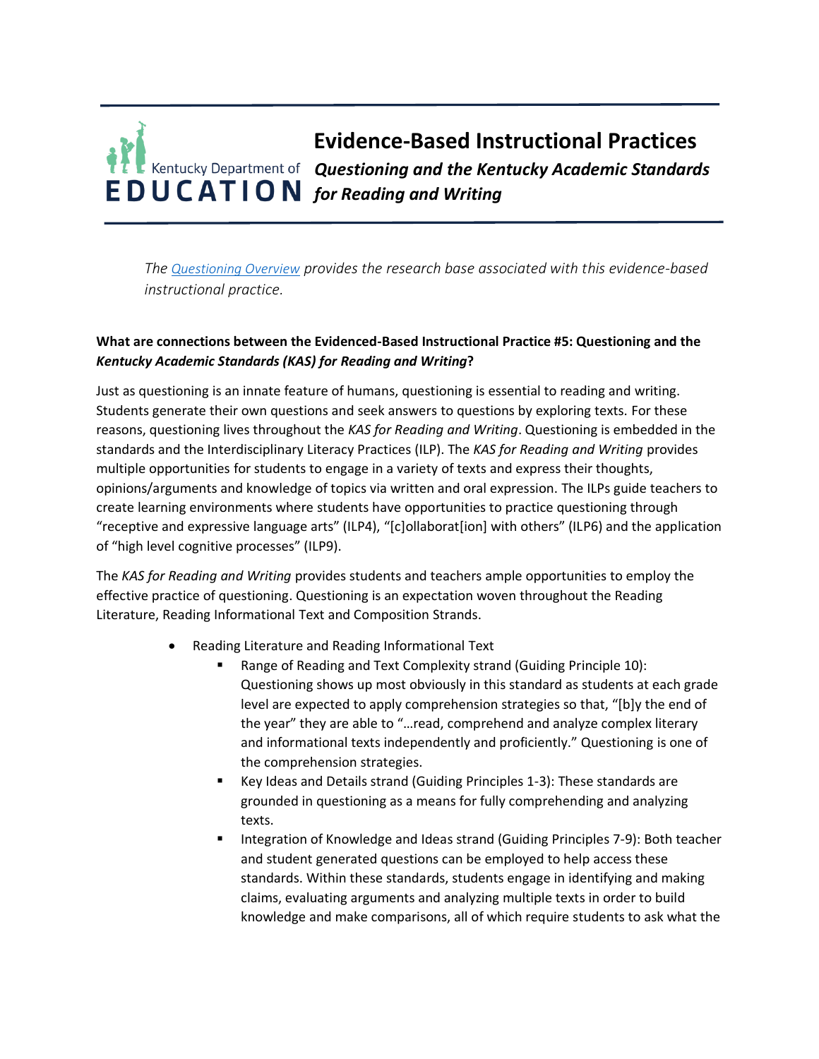Kentucky Department of EDUCATION

# Evidence-Based Instructional Practices

## *Questioning and the Kentucky Academic Standards for Reading and Writing*

*The [Questioning Overview]() provides the research base associated with this evidence-based instructional practice.*

**What are connections between the Evidenced-Based Instructional Practice #5: Questioning and the *Kentucky Academic Standards (KAS) for Reading and Writing*?**

Just as questioning is an innate feature of humans, questioning is essential to reading and writing. Students generate their own questions and seek answers to questions by exploring texts. For these reasons, questioning lives throughout the *KAS for Reading and Writing*. Questioning is embedded in the standards and the Interdisciplinary Literacy Practices (ILP). The *KAS for Reading and Writing* provides multiple opportunities for students to engage in a variety of texts and express their thoughts, opinions/arguments and knowledge of topics via written and oral expression. The ILPs guide teachers to create learning environments where students have opportunities to practice questioning through "receptive and expressive language arts" (ILP4), "[c]ollaborat[ion] with others" (ILP6) and the application of "high level cognitive processes" (ILP9).

The *KAS for Reading and Writing* provides students and teachers ample opportunities to employ the effective practice of questioning. Questioning is an expectation woven throughout the Reading Literature, Reading Informational Text and Composition Strands.

- Reading Literature and Reading Informational Text
  - Range of Reading and Text Complexity strand (Guiding Principle 10): Questioning shows up most obviously in this standard as students at each grade level are expected to apply comprehension strategies so that, "[b]y the end of the year" they are able to "…read, comprehend and analyze complex literary and informational texts independently and proficiently." Questioning is one of the comprehension strategies.
  - Key Ideas and Details strand (Guiding Principles 1-3): These standards are grounded in questioning as a means for fully comprehending and analyzing texts.
  - Integration of Knowledge and Ideas strand (Guiding Principles 7-9): Both teacher and student generated questions can be employed to help access these standards. Within these standards, students engage in identifying and making claims, evaluating arguments and analyzing multiple texts in order to build knowledge and make comparisons, all of which require students to ask what the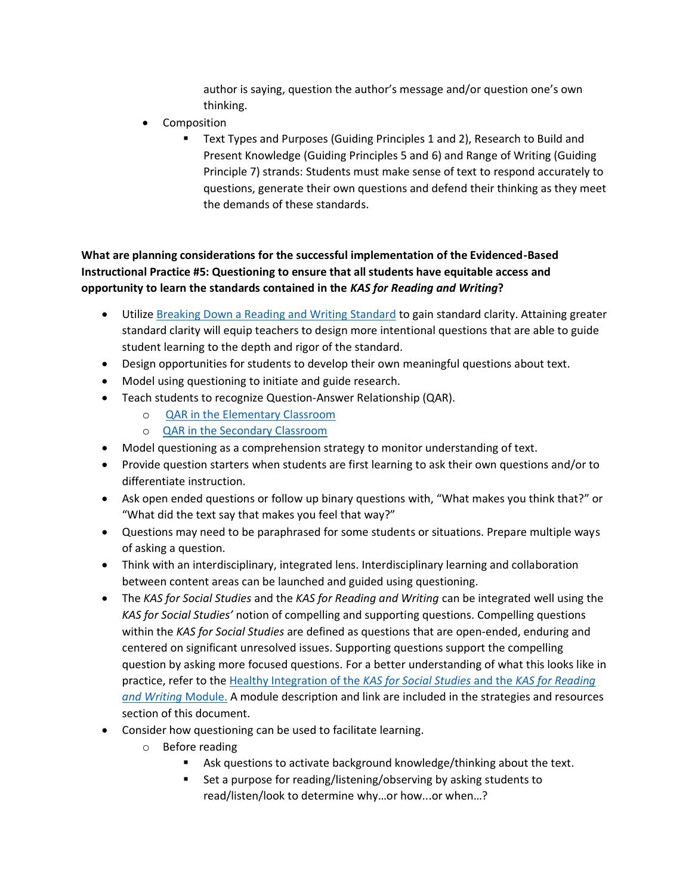author is saying, question the author's message and/or question one's own thinking.

- Composition
  - Text Types and Purposes (Guiding Principles 1 and 2), Research to Build and Present Knowledge (Guiding Principles 5 and 6) and Range of Writing (Guiding Principle 7) strands: Students must make sense of text to respond accurately to questions, generate their own questions and defend their thinking as they meet the demands of these standards.

**What are planning considerations for the successful implementation of the Evidenced-Based Instructional Practice #5: Questioning to ensure that all students have equitable access and opportunity to learn the standards contained in the *KAS for Reading and Writing*?**

- Utilize Breaking Down a Reading and Writing Standard to gain standard clarity. Attaining greater standard clarity will equip teachers to design more intentional questions that are able to guide student learning to the depth and rigor of the standard.
- Design opportunities for students to develop their own meaningful questions about text.
- Model using questioning to initiate and guide research.
- Teach students to recognize Question-Answer Relationship (QAR).
  - QAR in the Elementary Classroom
  - QAR in the Secondary Classroom
- Model questioning as a comprehension strategy to monitor understanding of text.
- Provide question starters when students are first learning to ask their own questions and/or to differentiate instruction.
- Ask open ended questions or follow up binary questions with, "What makes you think that?" or "What did the text say that makes you feel that way?"
- Questions may need to be paraphrased for some students or situations. Prepare multiple ways of asking a question.
- Think with an interdisciplinary, integrated lens. Interdisciplinary learning and collaboration between content areas can be launched and guided using questioning.
- The *KAS for Social Studies* and the *KAS for Reading and Writing* can be integrated well using the *KAS for Social Studies'* notion of compelling and supporting questions. Compelling questions within the *KAS for Social Studies* are defined as questions that are open-ended, enduring and centered on significant unresolved issues. Supporting questions support the compelling question by asking more focused questions. For a better understanding of what this looks like in practice, refer to the Healthy Integration of the *KAS for Social Studies* and the *KAS for Reading and Writing* Module. A module description and link are included in the strategies and resources section of this document.
- Consider how questioning can be used to facilitate learning.
  - Before reading
    - Ask questions to activate background knowledge/thinking about the text.
    - Set a purpose for reading/listening/observing by asking students to read/listen/look to determine why…or how...or when…?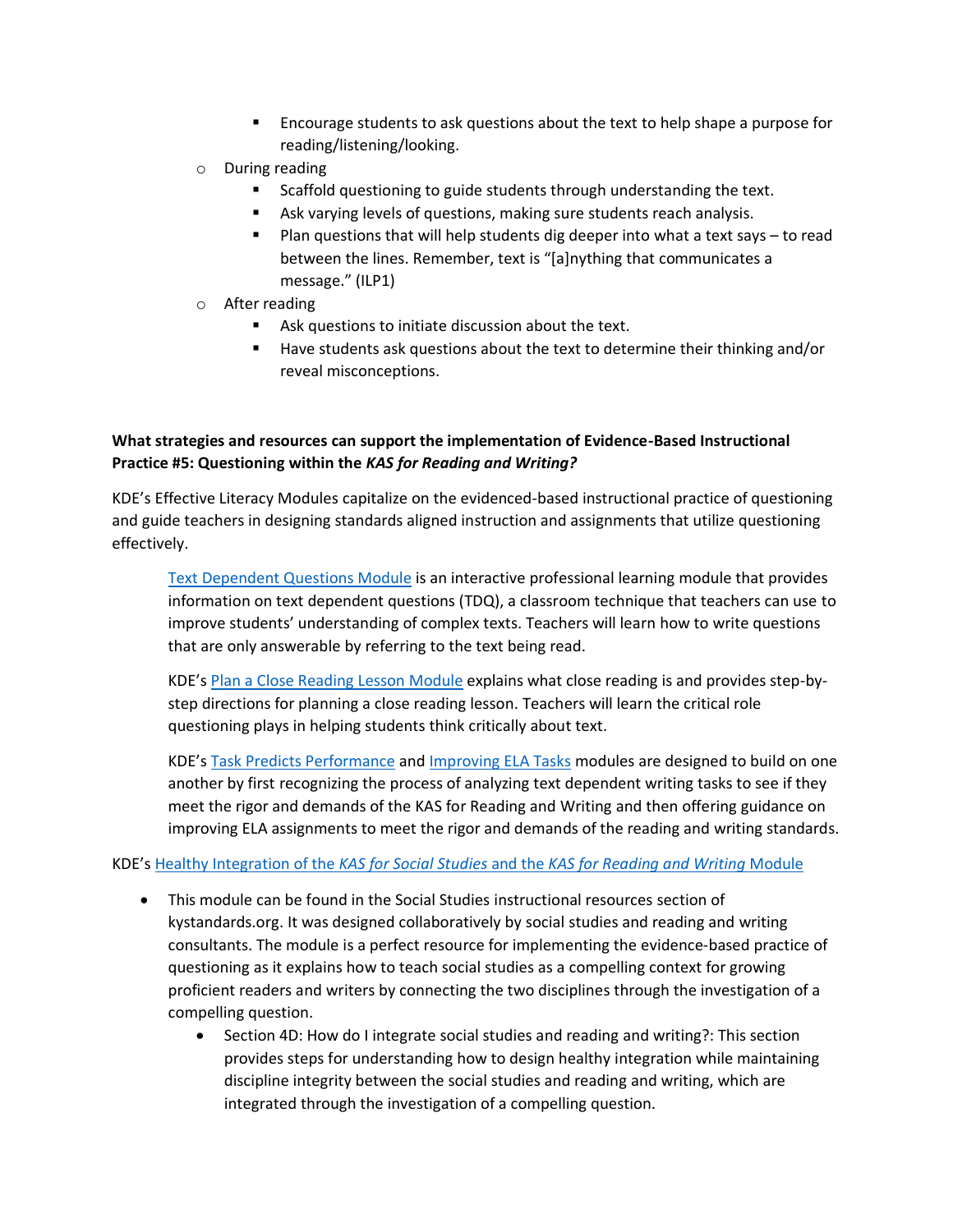- Encourage students to ask questions about the text to help shape a purpose for reading/listening/looking.
    - During reading
        - Scaffold questioning to guide students through understanding the text.
        - Ask varying levels of questions, making sure students reach analysis.
        - Plan questions that will help students dig deeper into what a text says – to read between the lines. Remember, text is "[a]nything that communicates a message." (ILP1)
    - After reading
        - Ask questions to initiate discussion about the text.
        - Have students ask questions about the text to determine their thinking and/or reveal misconceptions.

**What strategies and resources can support the implementation of Evidence-Based Instructional Practice #5: Questioning within the *KAS for Reading and Writing?***

KDE's Effective Literacy Modules capitalize on the evidenced-based instructional practice of questioning and guide teachers in designing standards aligned instruction and assignments that utilize questioning effectively.

> Text Dependent Questions Module is an interactive professional learning module that provides information on text dependent questions (TDQ), a classroom technique that teachers can use to improve students' understanding of complex texts. Teachers will learn how to write questions that are only answerable by referring to the text being read.
>
> KDE's Plan a Close Reading Lesson Module explains what close reading is and provides step-by-step directions for planning a close reading lesson. Teachers will learn the critical role questioning plays in helping students think critically about text.
>
> KDE's Task Predicts Performance and Improving ELA Tasks modules are designed to build on one another by first recognizing the process of analyzing text dependent writing tasks to see if they meet the rigor and demands of the KAS for Reading and Writing and then offering guidance on improving ELA assignments to meet the rigor and demands of the reading and writing standards.

KDE's Healthy Integration of the *KAS for Social Studies* and the *KAS for Reading and Writing* Module

- This module can be found in the Social Studies instructional resources section of kystandards.org. It was designed collaboratively by social studies and reading and writing consultants. The module is a perfect resource for implementing the evidence-based practice of questioning as it explains how to teach social studies as a compelling context for growing proficient readers and writers by connecting the two disciplines through the investigation of a compelling question.
    - Section 4D: How do I integrate social studies and reading and writing?: This section provides steps for understanding how to design healthy integration while maintaining discipline integrity between the social studies and reading and writing, which are integrated through the investigation of a compelling question.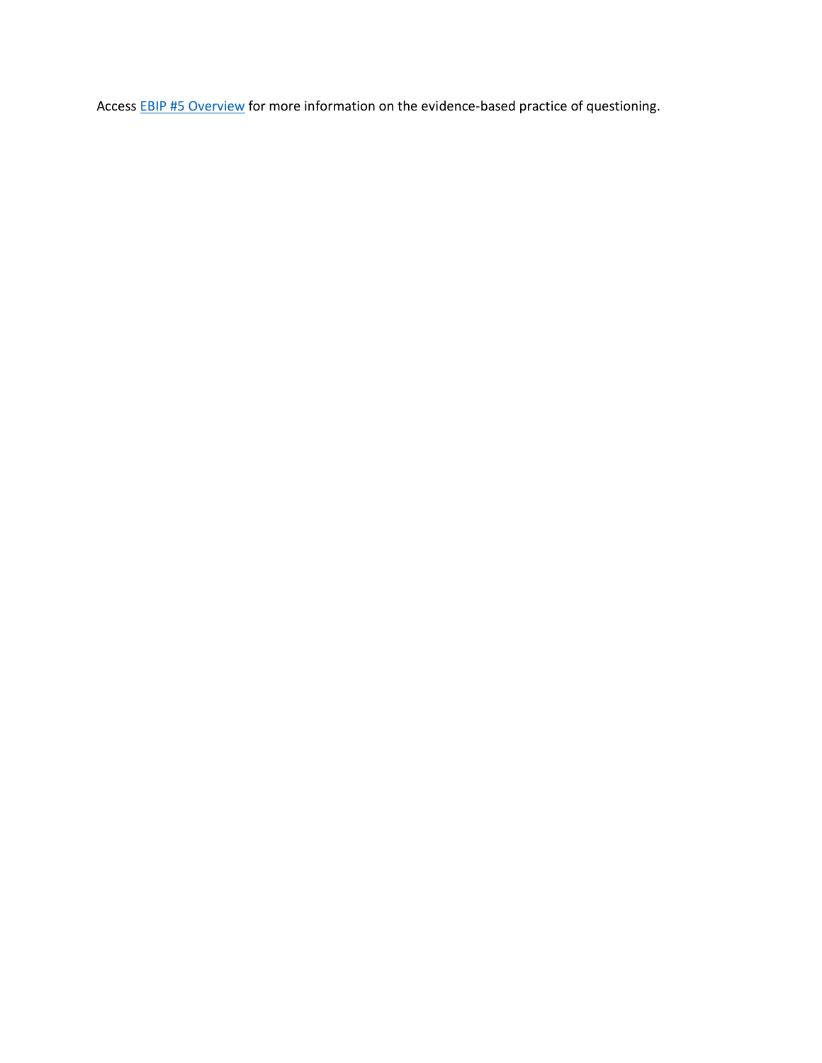Access [EBIP #5 Overview] for more information on the evidence-based practice of questioning.